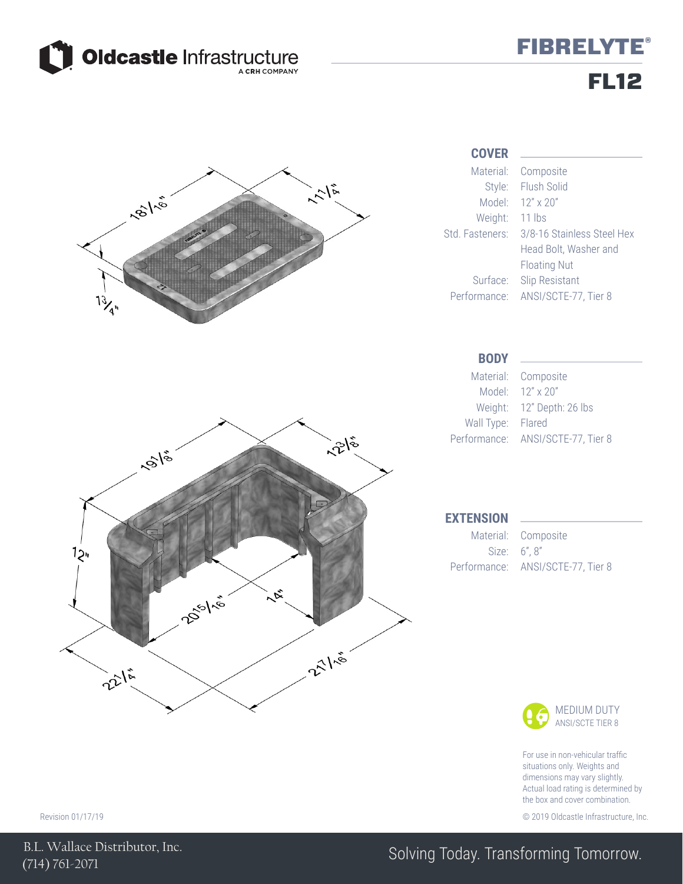Oldcastle Infrastructure
A CRH COMPANY

# FIBRELYTE®

# FL12

18 1/16"
11 1/4"
1 3/4"

19 1/8"
12 3/8"
12"
20 15/16"
14"
22 1/4"
21 7/16"

## COVER

| | |
|---|---|
| Material: | Composite |
| Style: | Flush Solid |
| Model: | 12" x 20" |
| Weight: | 11 lbs |
| Std. Fasteners: | 3/8-16 Stainless Steel Hex Head Bolt, Washer and Floating Nut |
| Surface: | Slip Resistant |
| Performance: | ANSI/SCTE-77, Tier 8 |

## BODY

| | |
|---|---|
| Material: | Composite |
| Model: | 12" x 20" |
| Weight: | 12" Depth: 26 lbs |
| Wall Type: | Flared |
| Performance: | ANSI/SCTE-77, Tier 8 |

## EXTENSION

| | |
|---|---|
| Material: | Composite |
| Size: | 6", 8" |
| Performance: | ANSI/SCTE-77, Tier 8 |

MEDIUM DUTY
ANSI/SCTE TIER 8

For use in non-vehicular traffic situations only. Weights and dimensions may vary slightly. Actual load rating is determined by the box and cover combination.

Revision 01/17/19

© 2019 Oldcastle Infrastructure, Inc.

B.L. Wallace Distributor, Inc.
(714) 761-2071

Solving Today. Transforming Tomorrow.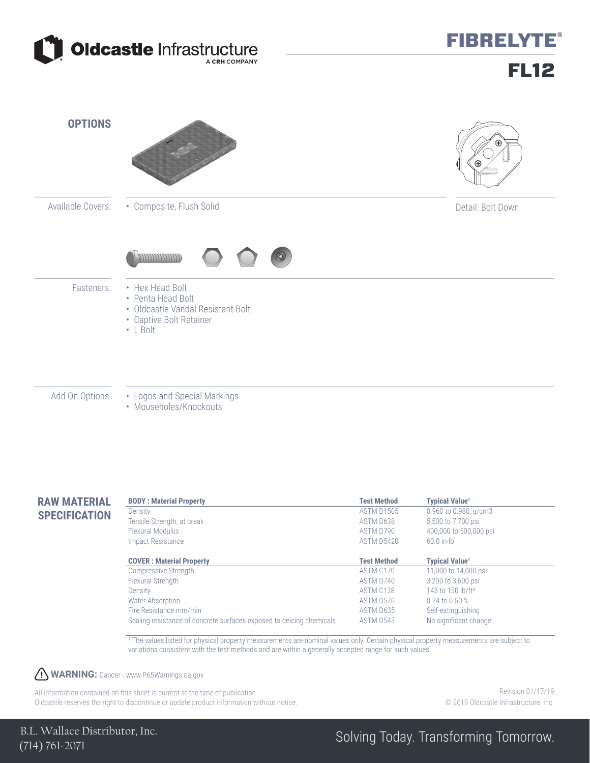# FIBRELYTE®

# FL12

## OPTIONS

Available Covers:

- Composite, Flush Solid

Detail: Bolt Down

Fasteners:

- Hex Head Bolt
- Penta Head Bolt
- Oldcastle Vandal Resistant Bolt
- Captive Bolt Retainer
- L Bolt

Add On Options:

- Logos and Special Markings
- Mouseholes/Knockouts

## RAW MATERIAL SPECIFICATION

| BODY : Material Property | Test Method | Typical Value[1] |
| --- | --- | --- |
| Density | ASTM D1505 | 0.960 to 0.980, g/cm3 |
| Tensile Strength, at break | ASTM D638 | 5,500 to 7,700 psi |
| Flexural Modulus | ASTM D790 | 400,000 to 500,000 psi |
| Impact Resistance | ASTM D5420 | 60.0 in-lb |

| COVER : Material Property | Test Method | Typical Value[1] |
| --- | --- | --- |
| Compressive Strength | ASTM C170 | 11,000 to 14,000 psi |
| Flexural Strength | ASTM D740 | 3,200 to 3,600 psi |
| Density | ASTM C128 | 143 to 150 lb/ft³ |
| Water Absorption | ASTM D570 | 0.24 to 0.50 % |
| Fire Resistance mm/min | ASTM D635 | Self-extinguishing |
| Scaling resistance of concrete surfaces exposed to deicing chemicals | ASTM D543 | No significant change |

[1] The values listed for physical property measurements are nominal values only. Certain physical property measurements are subject to variations consistent with the test methods and are within a generally accepted range for such values.

**WARNING:** Cancer - www.P65Warnings.ca.gov

All information contained on this sheet is current at the time of publication.
Oldcastle reserves the right to discontinue or update product information without notice.

Revision 01/17/19
© 2019 Oldcastle Infrastructure, Inc.

B.L. Wallace Distributor, Inc.
(714) 761-2071

Solving Today. Transforming Tomorrow.